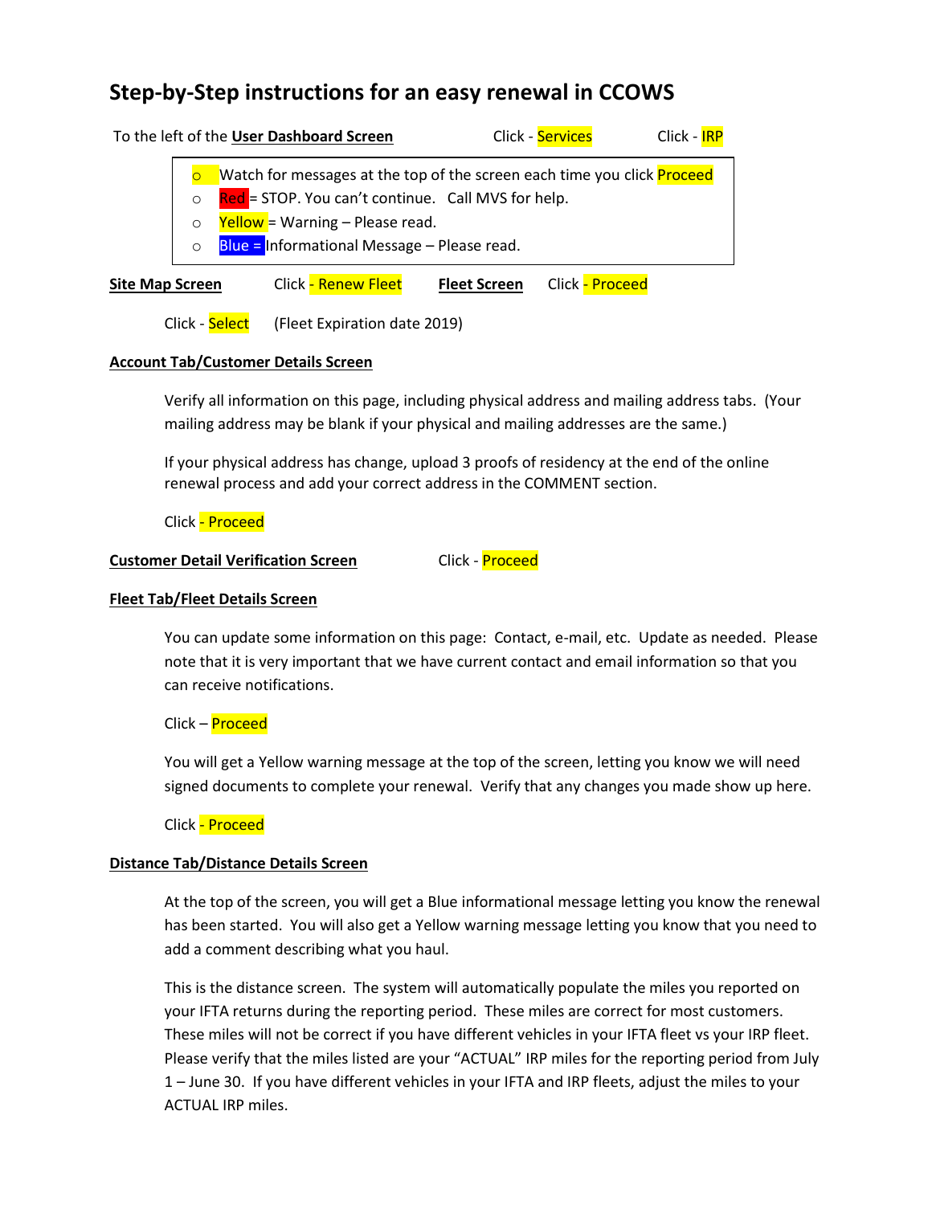# Step-by-Step instructions for an easy renewal in CCOWS

To the left of the **User Dashboard Screen** Click - Services Click - IRP

> - Watch for messages at the top of the screen each time you click Proceed
> - Red = STOP. You can't continue. Call MVS for help.
> - Yellow = Warning – Please read.
> - Blue = Informational Message – Please read.

**Site Map Screen** Click - Renew Fleet **Fleet Screen** Click - Proceed

Click - Select (Fleet Expiration date 2019)

**Account Tab/Customer Details Screen**

Verify all information on this page, including physical address and mailing address tabs. (Your mailing address may be blank if your physical and mailing addresses are the same.)

If your physical address has change, upload 3 proofs of residency at the end of the online renewal process and add your correct address in the COMMENT section.

Click - Proceed

**Customer Detail Verification Screen** Click - Proceed

**Fleet Tab/Fleet Details Screen**

You can update some information on this page: Contact, e-mail, etc. Update as needed. Please note that it is very important that we have current contact and email information so that you can receive notifications.

Click – Proceed

You will get a Yellow warning message at the top of the screen, letting you know we will need signed documents to complete your renewal. Verify that any changes you made show up here.

Click - Proceed

**Distance Tab/Distance Details Screen**

At the top of the screen, you will get a Blue informational message letting you know the renewal has been started. You will also get a Yellow warning message letting you know that you need to add a comment describing what you haul.

This is the distance screen. The system will automatically populate the miles you reported on your IFTA returns during the reporting period. These miles are correct for most customers. These miles will not be correct if you have different vehicles in your IFTA fleet vs your IRP fleet. Please verify that the miles listed are your "ACTUAL" IRP miles for the reporting period from July 1 – June 30. If you have different vehicles in your IFTA and IRP fleets, adjust the miles to your ACTUAL IRP miles.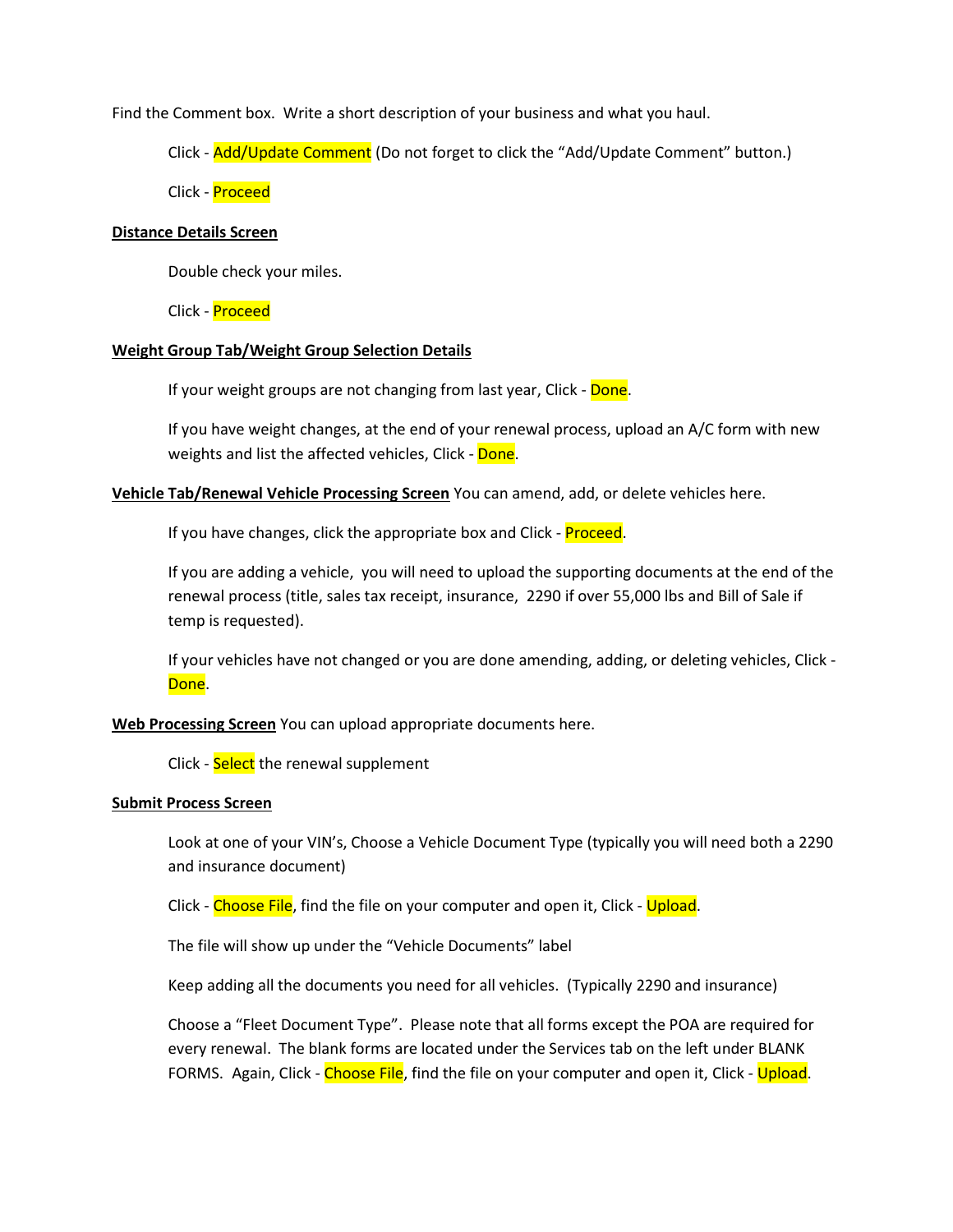Find the Comment box. Write a short description of your business and what you haul.

Click - Add/Update Comment (Do not forget to click the "Add/Update Comment" button.)

Click - Proceed

**Distance Details Screen**

Double check your miles.

Click - Proceed

**Weight Group Tab/Weight Group Selection Details**

If your weight groups are not changing from last year, Click - Done.

If you have weight changes, at the end of your renewal process, upload an A/C form with new weights and list the affected vehicles, Click - Done.

**Vehicle Tab/Renewal Vehicle Processing Screen** You can amend, add, or delete vehicles here.

If you have changes, click the appropriate box and Click - Proceed.

If you are adding a vehicle, you will need to upload the supporting documents at the end of the renewal process (title, sales tax receipt, insurance, 2290 if over 55,000 lbs and Bill of Sale if temp is requested).

If your vehicles have not changed or you are done amending, adding, or deleting vehicles, Click - Done.

**Web Processing Screen** You can upload appropriate documents here.

Click - Select the renewal supplement

**Submit Process Screen**

Look at one of your VIN's, Choose a Vehicle Document Type (typically you will need both a 2290 and insurance document)

Click - Choose File, find the file on your computer and open it, Click - Upload.

The file will show up under the "Vehicle Documents" label

Keep adding all the documents you need for all vehicles. (Typically 2290 and insurance)

Choose a "Fleet Document Type". Please note that all forms except the POA are required for every renewal. The blank forms are located under the Services tab on the left under BLANK FORMS. Again, Click - Choose File, find the file on your computer and open it, Click - Upload.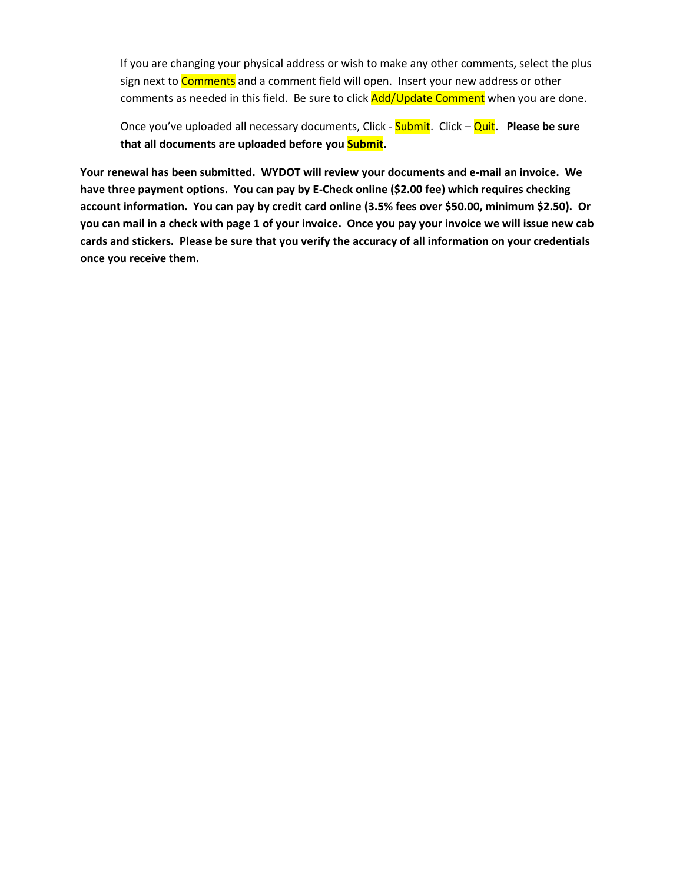If you are changing your physical address or wish to make any other comments, select the plus sign next to Comments and a comment field will open. Insert your new address or other comments as needed in this field. Be sure to click Add/Update Comment when you are done.

Once you've uploaded all necessary documents, Click - Submit. Click – Quit. **Please be sure that all documents are uploaded before you Submit.**

**Your renewal has been submitted. WYDOT will review your documents and e-mail an invoice. We have three payment options. You can pay by E-Check online ($2.00 fee) which requires checking account information. You can pay by credit card online (3.5% fees over $50.00, minimum $2.50). Or you can mail in a check with page 1 of your invoice. Once you pay your invoice we will issue new cab cards and stickers. Please be sure that you verify the accuracy of all information on your credentials once you receive them.**